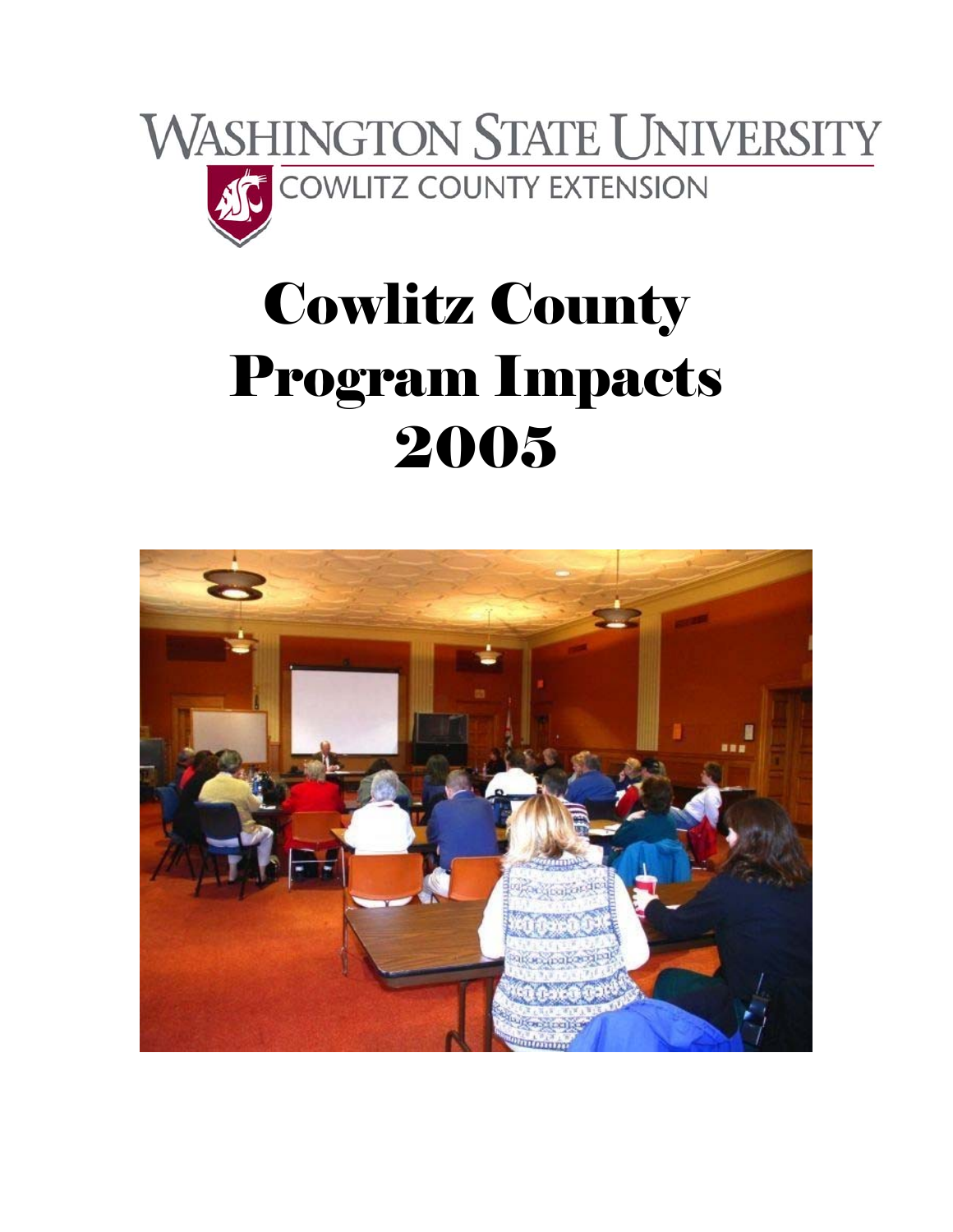WASHINGTON STATE UNIVERSITY

COWLITZ COUNTY EXTENSION

# Cowlitz County Program Impacts 2005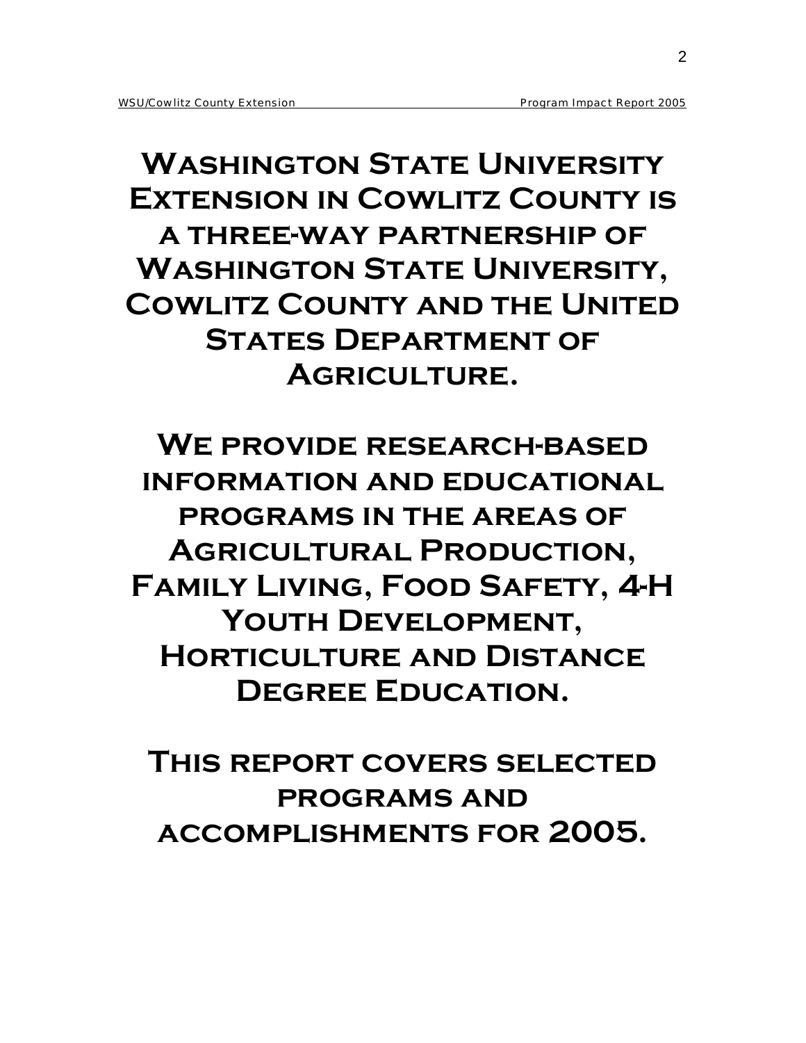**Washington State University Extension in Cowlitz County is a three-way partnership of Washington State University, Cowlitz County and the United States Department of Agriculture.**

**We provide research-based information and educational programs in the areas of Agricultural Production, Family Living, Food Safety, 4-H Youth Development, Horticulture and Distance Degree Education.**

**This report covers selected programs and accomplishments for 2005.**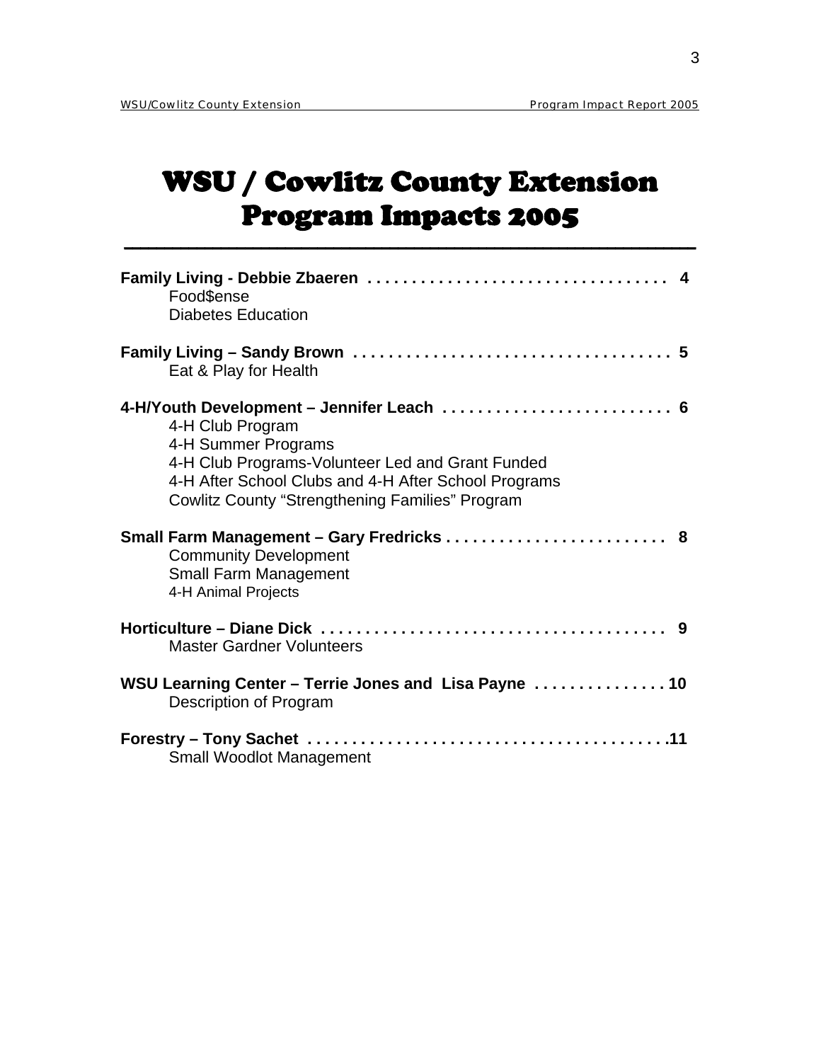# WSU / Cowlitz County Extension Program Impacts 2005

**Family Living - Debbie Zbaeren . . . . . . . . . . . . . . . . . . . . . . . . . . . . . . . . . 4**

Food$ense
Diabetes Education

**Family Living – Sandy Brown . . . . . . . . . . . . . . . . . . . . . . . . . . . . . . . . . . . 5**

Eat & Play for Health

**4-H/Youth Development – Jennifer Leach . . . . . . . . . . . . . . . . . . . . . . . . . 6**

4-H Club Program
4-H Summer Programs
4-H Club Programs-Volunteer Led and Grant Funded
4-H After School Clubs and 4-H After School Programs
Cowlitz County "Strengthening Families" Program

**Small Farm Management – Gary Fredricks . . . . . . . . . . . . . . . . . . . . . . . . 8**

Community Development
Small Farm Management
4-H Animal Projects

**Horticulture – Diane Dick . . . . . . . . . . . . . . . . . . . . . . . . . . . . . . . . . . . . . . 9**

Master Gardner Volunteers

**WSU Learning Center – Terrie Jones and Lisa Payne . . . . . . . . . . . . . . . 10**

Description of Program

**Forestry – Tony Sachet . . . . . . . . . . . . . . . . . . . . . . . . . . . . . . . . . . . . . . . .11**

Small Woodlot Management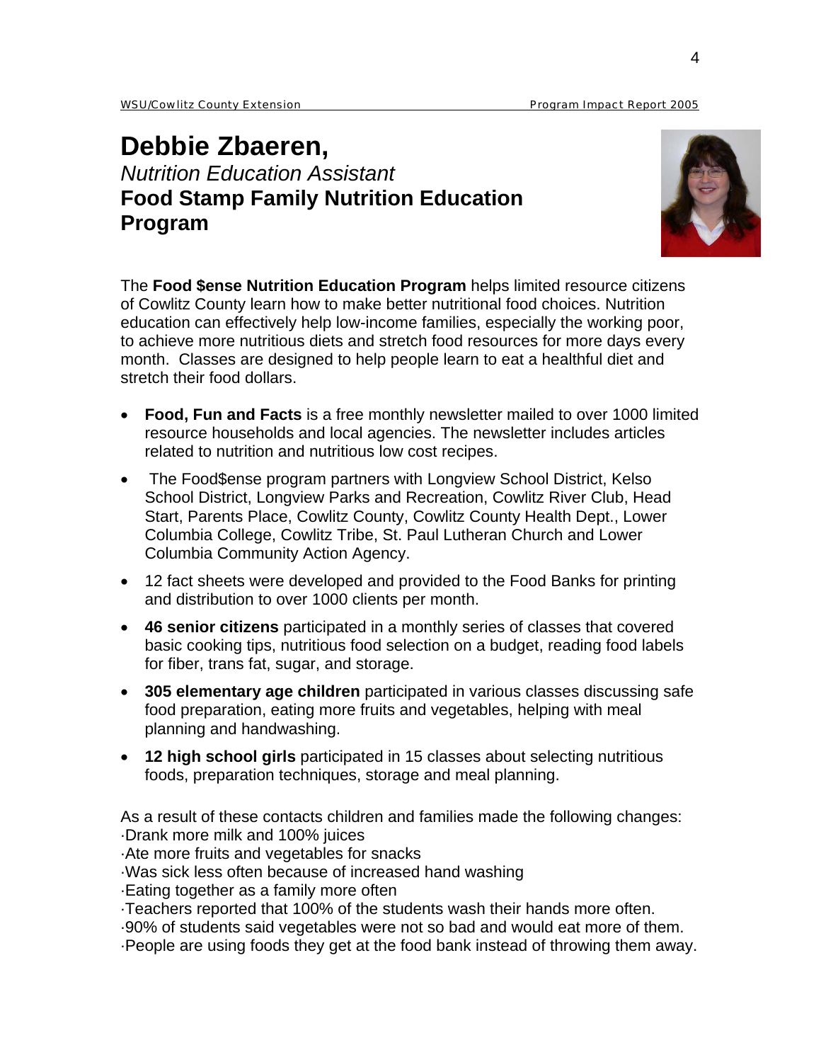# Debbie Zbaeren,

*Nutrition Education Assistant*

**Food Stamp Family Nutrition Education Program**

The **Food $ense Nutrition Education Program** helps limited resource citizens of Cowlitz County learn how to make better nutritional food choices. Nutrition education can effectively help low-income families, especially the working poor, to achieve more nutritious diets and stretch food resources for more days every month. Classes are designed to help people learn to eat a healthful diet and stretch their food dollars.

- **Food, Fun and Facts** is a free monthly newsletter mailed to over 1000 limited resource households and local agencies. The newsletter includes articles related to nutrition and nutritious low cost recipes.
- The Food$ense program partners with Longview School District, Kelso School District, Longview Parks and Recreation, Cowlitz River Club, Head Start, Parents Place, Cowlitz County, Cowlitz County Health Dept., Lower Columbia College, Cowlitz Tribe, St. Paul Lutheran Church and Lower Columbia Community Action Agency.
- 12 fact sheets were developed and provided to the Food Banks for printing and distribution to over 1000 clients per month.
- **46 senior citizens** participated in a monthly series of classes that covered basic cooking tips, nutritious food selection on a budget, reading food labels for fiber, trans fat, sugar, and storage.
- **305 elementary age children** participated in various classes discussing safe food preparation, eating more fruits and vegetables, helping with meal planning and handwashing.
- **12 high school girls** participated in 15 classes about selecting nutritious foods, preparation techniques, storage and meal planning.

As a result of these contacts children and families made the following changes:

- Drank more milk and 100% juices
- Ate more fruits and vegetables for snacks
- Was sick less often because of increased hand washing
- Eating together as a family more often
- Teachers reported that 100% of the students wash their hands more often.
- 90% of students said vegetables were not so bad and would eat more of them.
- People are using foods they get at the food bank instead of throwing them away.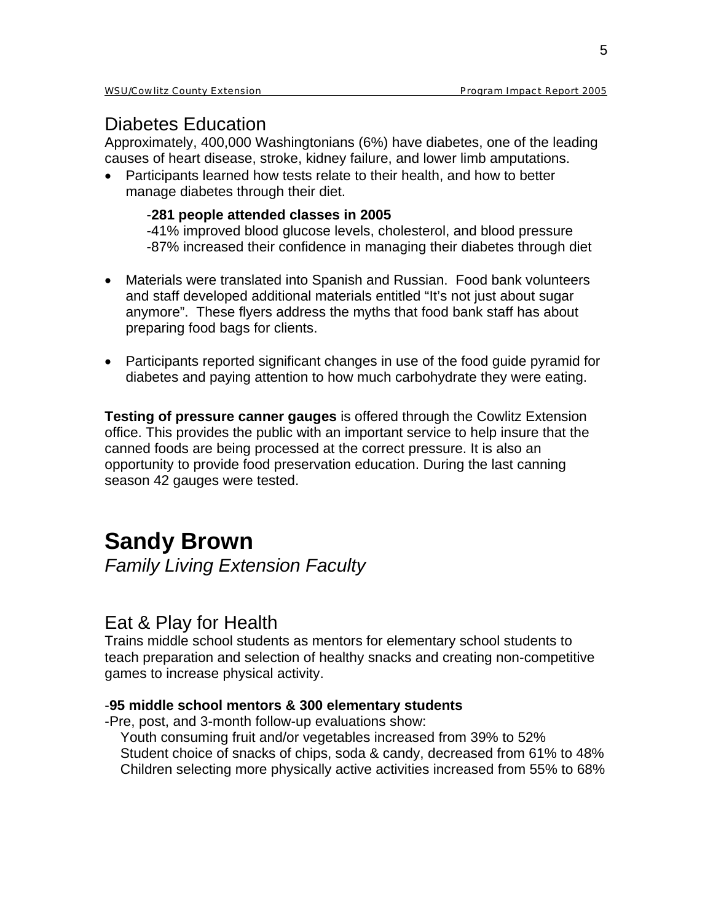## Diabetes Education

Approximately, 400,000 Washingtonians (6%) have diabetes, one of the leading causes of heart disease, stroke, kidney failure, and lower limb amputations.

- Participants learned how tests relate to their health, and how to better manage diabetes through their diet.

  -**281 people attended classes in 2005**
  -41% improved blood glucose levels, cholesterol, and blood pressure
  -87% increased their confidence in managing their diabetes through diet

- Materials were translated into Spanish and Russian. Food bank volunteers and staff developed additional materials entitled "It's not just about sugar anymore". These flyers address the myths that food bank staff has about preparing food bags for clients.

- Participants reported significant changes in use of the food guide pyramid for diabetes and paying attention to how much carbohydrate they were eating.

**Testing of pressure canner gauges** is offered through the Cowlitz Extension office. This provides the public with an important service to help insure that the canned foods are being processed at the correct pressure. It is also an opportunity to provide food preservation education. During the last canning season 42 gauges were tested.

# Sandy Brown

*Family Living Extension Faculty*

## Eat & Play for Health

Trains middle school students as mentors for elementary school students to teach preparation and selection of healthy snacks and creating non-competitive games to increase physical activity.

-**95 middle school mentors & 300 elementary students**
-Pre, post, and 3-month follow-up evaluations show:
Youth consuming fruit and/or vegetables increased from 39% to 52%
Student choice of snacks of chips, soda & candy, decreased from 61% to 48%
Children selecting more physically active activities increased from 55% to 68%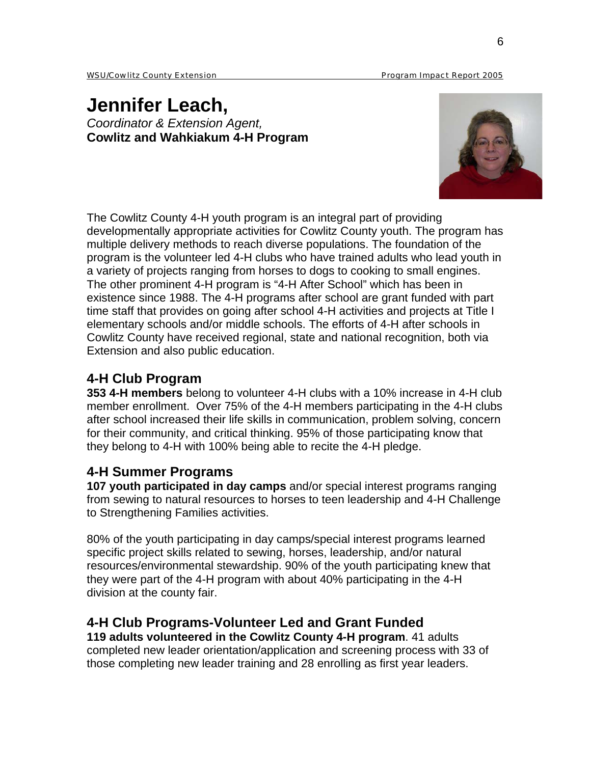# Jennifer Leach,

*Coordinator & Extension Agent,*
**Cowlitz and Wahkiakum 4-H Program**

The Cowlitz County 4-H youth program is an integral part of providing developmentally appropriate activities for Cowlitz County youth. The program has multiple delivery methods to reach diverse populations. The foundation of the program is the volunteer led 4-H clubs who have trained adults who lead youth in a variety of projects ranging from horses to dogs to cooking to small engines. The other prominent 4-H program is "4-H After School" which has been in existence since 1988. The 4-H programs after school are grant funded with part time staff that provides on going after school 4-H activities and projects at Title I elementary schools and/or middle schools. The efforts of 4-H after schools in Cowlitz County have received regional, state and national recognition, both via Extension and also public education.

## 4-H Club Program

**353 4-H members** belong to volunteer 4-H clubs with a 10% increase in 4-H club member enrollment. Over 75% of the 4-H members participating in the 4-H clubs after school increased their life skills in communication, problem solving, concern for their community, and critical thinking. 95% of those participating know that they belong to 4-H with 100% being able to recite the 4-H pledge.

## 4-H Summer Programs

**107 youth participated in day camps** and/or special interest programs ranging from sewing to natural resources to horses to teen leadership and 4-H Challenge to Strengthening Families activities.

80% of the youth participating in day camps/special interest programs learned specific project skills related to sewing, horses, leadership, and/or natural resources/environmental stewardship. 90% of the youth participating knew that they were part of the 4-H program with about 40% participating in the 4-H division at the county fair.

## 4-H Club Programs-Volunteer Led and Grant Funded

**119 adults volunteered in the Cowlitz County 4-H program**. 41 adults completed new leader orientation/application and screening process with 33 of those completing new leader training and 28 enrolling as first year leaders.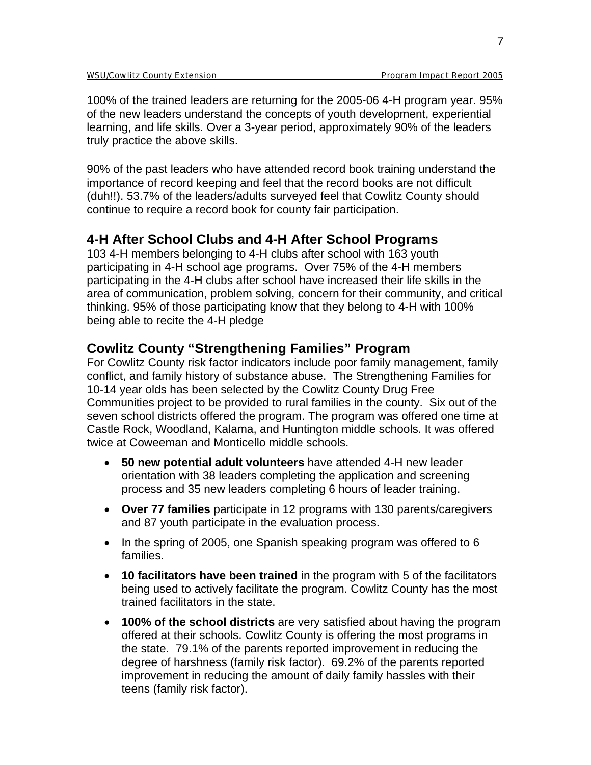100% of the trained leaders are returning for the 2005-06 4-H program year. 95% of the new leaders understand the concepts of youth development, experiential learning, and life skills. Over a 3-year period, approximately 90% of the leaders truly practice the above skills.

90% of the past leaders who have attended record book training understand the importance of record keeping and feel that the record books are not difficult (duh!!). 53.7% of the leaders/adults surveyed feel that Cowlitz County should continue to require a record book for county fair participation.

## 4-H After School Clubs and 4-H After School Programs

103 4-H members belonging to 4-H clubs after school with 163 youth participating in 4-H school age programs. Over 75% of the 4-H members participating in the 4-H clubs after school have increased their life skills in the area of communication, problem solving, concern for their community, and critical thinking. 95% of those participating know that they belong to 4-H with 100% being able to recite the 4-H pledge

## Cowlitz County "Strengthening Families" Program

For Cowlitz County risk factor indicators include poor family management, family conflict, and family history of substance abuse. The Strengthening Families for 10-14 year olds has been selected by the Cowlitz County Drug Free Communities project to be provided to rural families in the county. Six out of the seven school districts offered the program. The program was offered one time at Castle Rock, Woodland, Kalama, and Huntington middle schools. It was offered twice at Coweeman and Monticello middle schools.

- **50 new potential adult volunteers** have attended 4-H new leader orientation with 38 leaders completing the application and screening process and 35 new leaders completing 6 hours of leader training.
- **Over 77 families** participate in 12 programs with 130 parents/caregivers and 87 youth participate in the evaluation process.
- In the spring of 2005, one Spanish speaking program was offered to 6 families.
- **10 facilitators have been trained** in the program with 5 of the facilitators being used to actively facilitate the program. Cowlitz County has the most trained facilitators in the state.
- **100% of the school districts** are very satisfied about having the program offered at their schools. Cowlitz County is offering the most programs in the state. 79.1% of the parents reported improvement in reducing the degree of harshness (family risk factor). 69.2% of the parents reported improvement in reducing the amount of daily family hassles with their teens (family risk factor).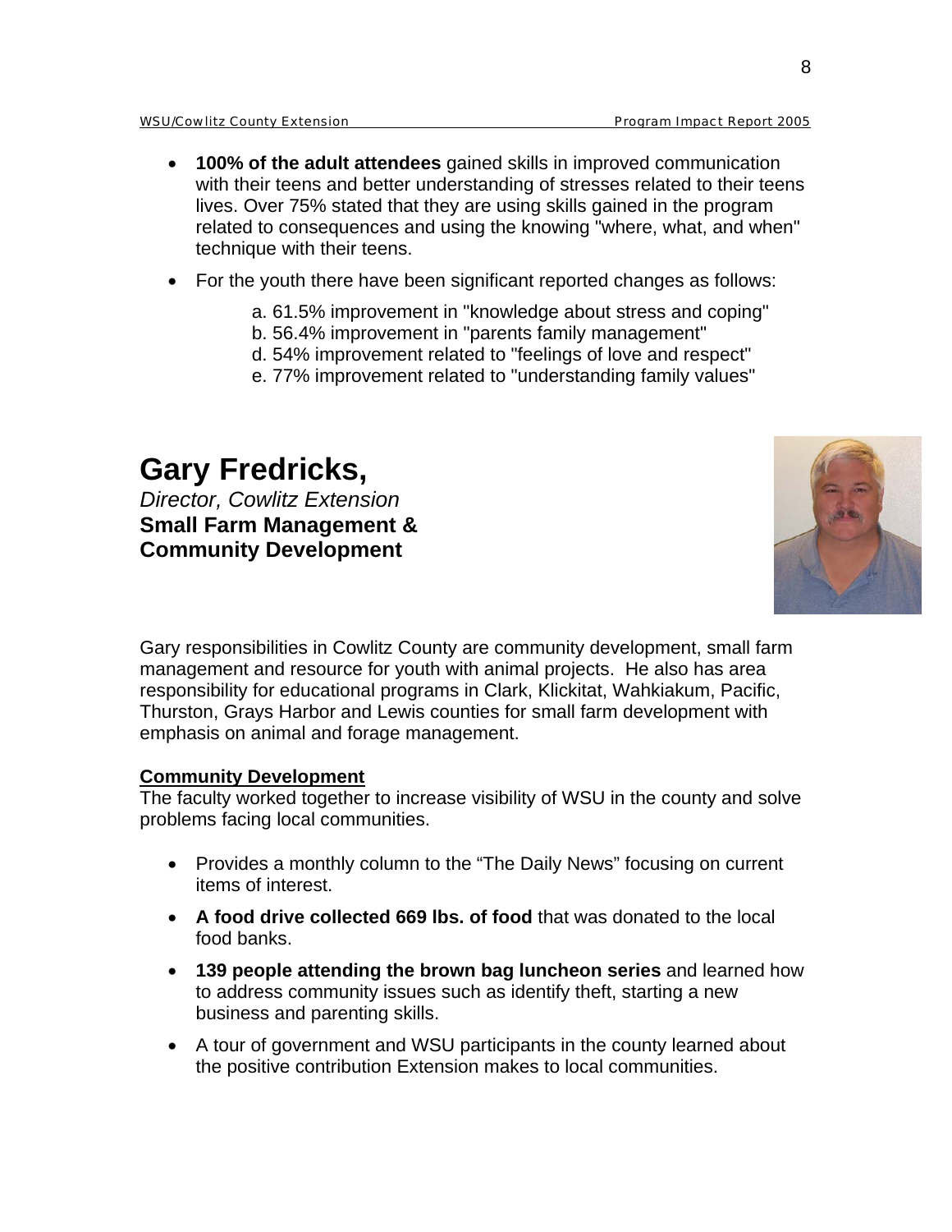- **100% of the adult attendees** gained skills in improved communication with their teens and better understanding of stresses related to their teens lives. Over 75% stated that they are using skills gained in the program related to consequences and using the knowing "where, what, and when" technique with their teens.
- For the youth there have been significant reported changes as follows:

  a. 61.5% improvement in "knowledge about stress and coping"
  b. 56.4% improvement in "parents family management"
  d. 54% improvement related to "feelings of love and respect"
  e. 77% improvement related to "understanding family values"

# Gary Fredricks,

*Director, Cowlitz Extension*

**Small Farm Management & Community Development**

Gary responsibilities in Cowlitz County are community development, small farm management and resource for youth with animal projects. He also has area responsibility for educational programs in Clark, Klickitat, Wahkiakum, Pacific, Thurston, Grays Harbor and Lewis counties for small farm development with emphasis on animal and forage management.

## Community Development

The faculty worked together to increase visibility of WSU in the county and solve problems facing local communities.

- Provides a monthly column to the "The Daily News" focusing on current items of interest.
- **A food drive collected 669 lbs. of food** that was donated to the local food banks.
- **139 people attending the brown bag luncheon series** and learned how to address community issues such as identify theft, starting a new business and parenting skills.
- A tour of government and WSU participants in the county learned about the positive contribution Extension makes to local communities.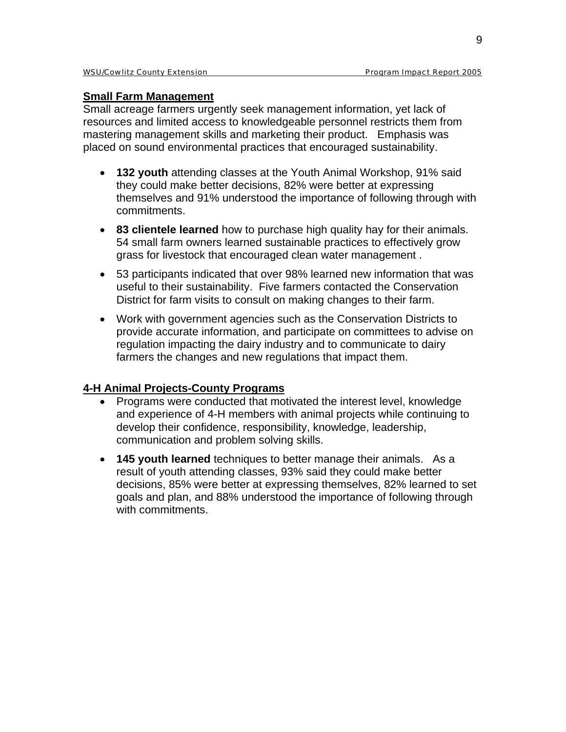## Small Farm Management

Small acreage farmers urgently seek management information, yet lack of resources and limited access to knowledgeable personnel restricts them from mastering management skills and marketing their product. Emphasis was placed on sound environmental practices that encouraged sustainability.

- **132 youth** attending classes at the Youth Animal Workshop, 91% said they could make better decisions, 82% were better at expressing themselves and 91% understood the importance of following through with commitments.
- **83 clientele learned** how to purchase high quality hay for their animals. 54 small farm owners learned sustainable practices to effectively grow grass for livestock that encouraged clean water management .
- 53 participants indicated that over 98% learned new information that was useful to their sustainability. Five farmers contacted the Conservation District for farm visits to consult on making changes to their farm.
- Work with government agencies such as the Conservation Districts to provide accurate information, and participate on committees to advise on regulation impacting the dairy industry and to communicate to dairy farmers the changes and new regulations that impact them.

## 4-H Animal Projects-County Programs

- Programs were conducted that motivated the interest level, knowledge and experience of 4-H members with animal projects while continuing to develop their confidence, responsibility, knowledge, leadership, communication and problem solving skills.
- **145 youth learned** techniques to better manage their animals. As a result of youth attending classes, 93% said they could make better decisions, 85% were better at expressing themselves, 82% learned to set goals and plan, and 88% understood the importance of following through with commitments.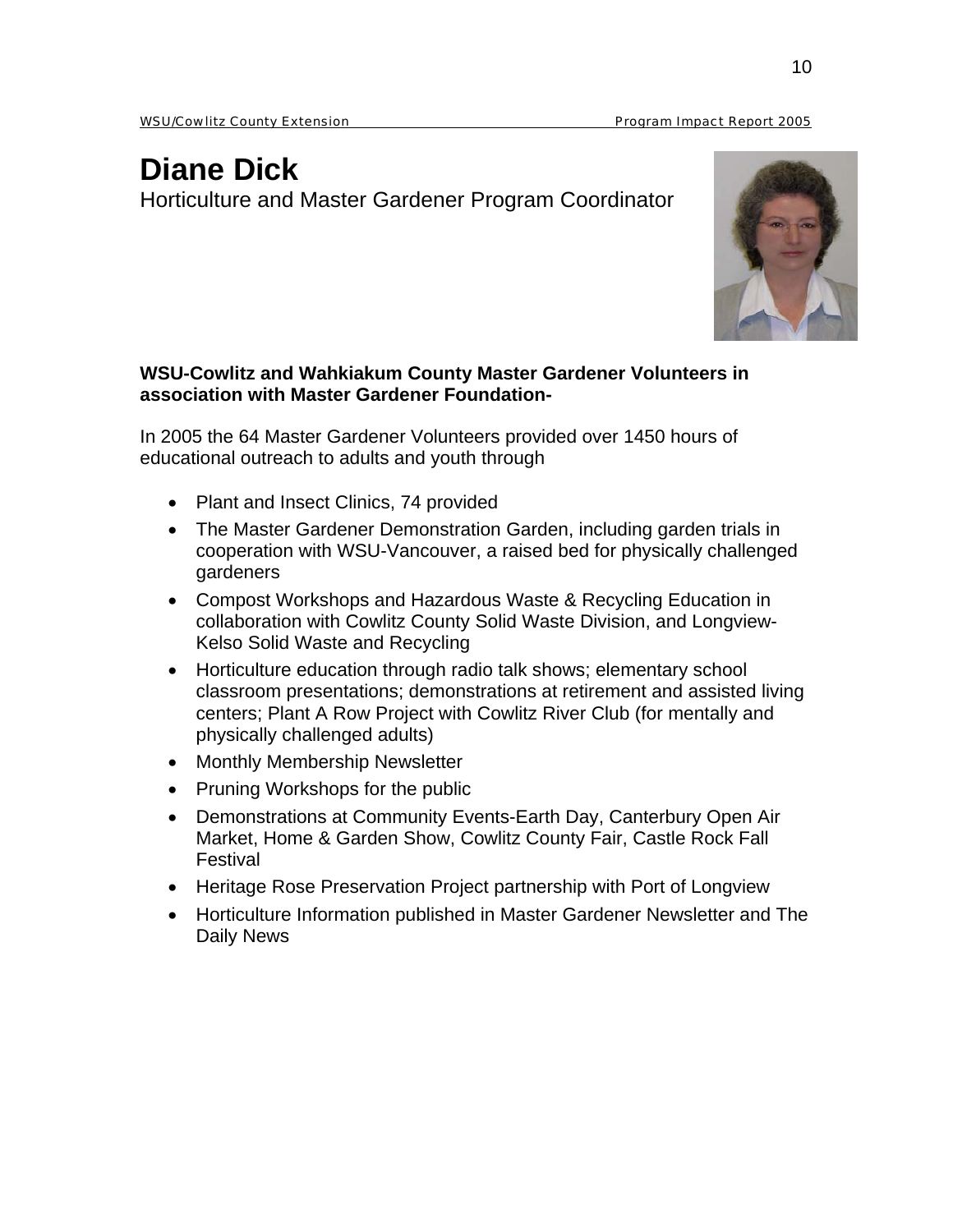# Diane Dick

Horticulture and Master Gardener Program Coordinator

**WSU-Cowlitz and Wahkiakum County Master Gardener Volunteers in association with Master Gardener Foundation-**

In 2005 the 64 Master Gardener Volunteers provided over 1450 hours of educational outreach to adults and youth through

- Plant and Insect Clinics, 74 provided
- The Master Gardener Demonstration Garden, including garden trials in cooperation with WSU-Vancouver, a raised bed for physically challenged gardeners
- Compost Workshops and Hazardous Waste & Recycling Education in collaboration with Cowlitz County Solid Waste Division, and Longview-Kelso Solid Waste and Recycling
- Horticulture education through radio talk shows; elementary school classroom presentations; demonstrations at retirement and assisted living centers; Plant A Row Project with Cowlitz River Club (for mentally and physically challenged adults)
- Monthly Membership Newsletter
- Pruning Workshops for the public
- Demonstrations at Community Events-Earth Day, Canterbury Open Air Market, Home & Garden Show, Cowlitz County Fair, Castle Rock Fall Festival
- Heritage Rose Preservation Project partnership with Port of Longview
- Horticulture Information published in Master Gardener Newsletter and The Daily News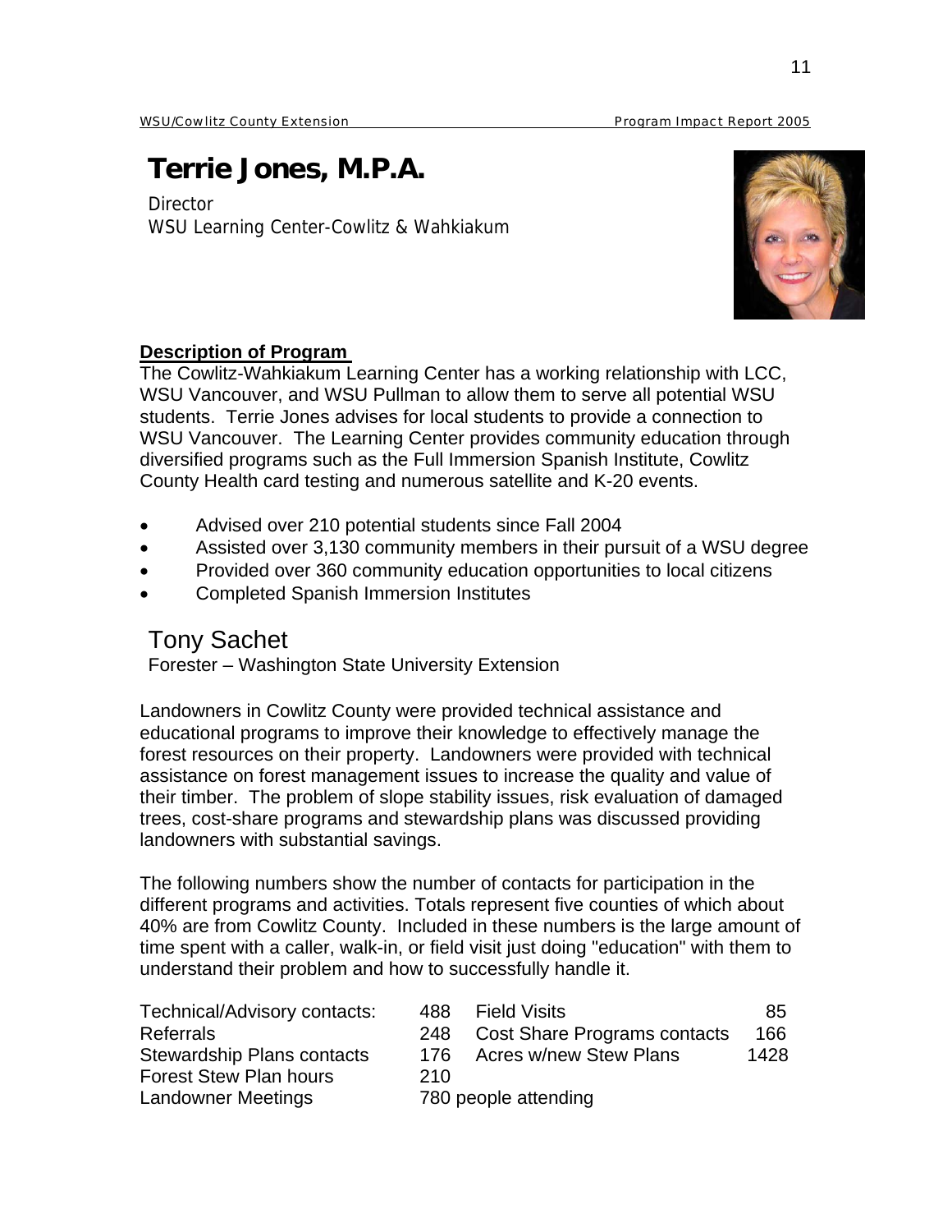## Terrie Jones, M.P.A.

Director
WSU Learning Center-Cowlitz & Wahkiakum

**Description of Program**

The Cowlitz-Wahkiakum Learning Center has a working relationship with LCC, WSU Vancouver, and WSU Pullman to allow them to serve all potential WSU students. Terrie Jones advises for local students to provide a connection to WSU Vancouver. The Learning Center provides community education through diversified programs such as the Full Immersion Spanish Institute, Cowlitz County Health card testing and numerous satellite and K-20 events.

- Advised over 210 potential students since Fall 2004
- Assisted over 3,130 community members in their pursuit of a WSU degree
- Provided over 360 community education opportunities to local citizens
- Completed Spanish Immersion Institutes

## Tony Sachet

Forester – Washington State University Extension

Landowners in Cowlitz County were provided technical assistance and educational programs to improve their knowledge to effectively manage the forest resources on their property. Landowners were provided with technical assistance on forest management issues to increase the quality and value of their timber. The problem of slope stability issues, risk evaluation of damaged trees, cost-share programs and stewardship plans was discussed providing landowners with substantial savings.

The following numbers show the number of contacts for participation in the different programs and activities. Totals represent five counties of which about 40% are from Cowlitz County. Included in these numbers is the large amount of time spent with a caller, walk-in, or field visit just doing "education" with them to understand their problem and how to successfully handle it.

| | | | |
|---|---|---|---|
| Technical/Advisory contacts: | 488 | Field Visits | 85 |
| Referrals | 248 | Cost Share Programs contacts | 166 |
| Stewardship Plans contacts | 176 | Acres w/new Stew Plans | 1428 |
| Forest Stew Plan hours | 210 | | |
| Landowner Meetings | 780 people attending | | |